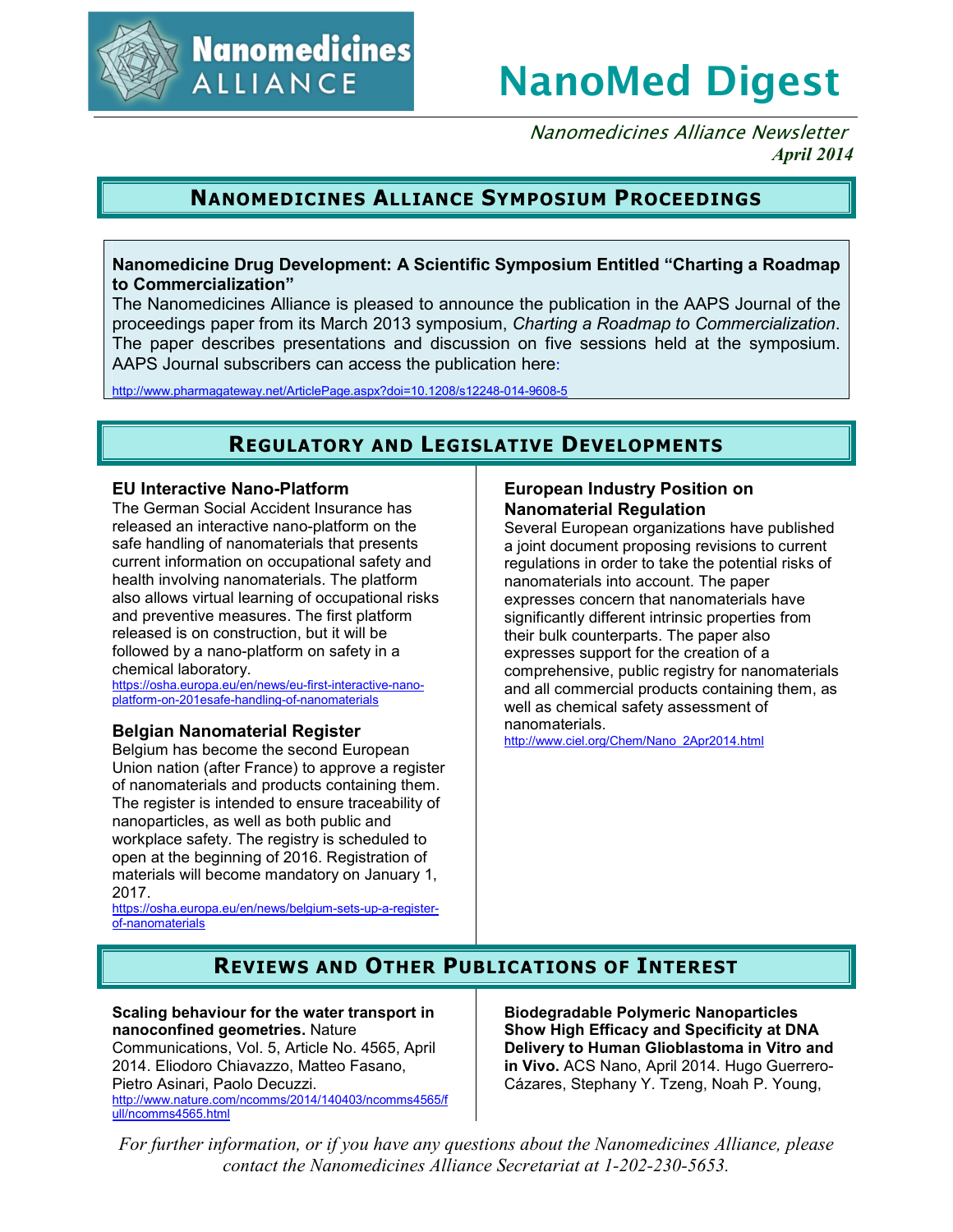# NanoMed Digest

*Nanomedicines Alliance Newsletter*
***April 2014***

## NANOMEDICINES ALLIANCE SYMPOSIUM PROCEEDINGS

**Nanomedicine Drug Development: A Scientific Symposium Entitled "Charting a Roadmap to Commercialization"**
The Nanomedicines Alliance is pleased to announce the publication in the AAPS Journal of the proceedings paper from its March 2013 symposium, *Charting a Roadmap to Commercialization*. The paper describes presentations and discussion on five sessions held at the symposium. AAPS Journal subscribers can access the publication here:

http://www.pharmagateway.net/ArticlePage.aspx?doi=10.1208/s12248-014-9608-5

## REGULATORY AND LEGISLATIVE DEVELOPMENTS

### EU Interactive Nano-Platform

The German Social Accident Insurance has released an interactive nano-platform on the safe handling of nanomaterials that presents current information on occupational safety and health involving nanomaterials. The platform also allows virtual learning of occupational risks and preventive measures. The first platform released is on construction, but it will be followed by a nano-platform on safety in a chemical laboratory.
https://osha.europa.eu/en/news/eu-first-interactive-nano-platform-on-201esafe-handling-of-nanomaterials

### Belgian Nanomaterial Register

Belgium has become the second European Union nation (after France) to approve a register of nanomaterials and products containing them. The register is intended to ensure traceability of nanoparticles, as well as both public and workplace safety. The registry is scheduled to open at the beginning of 2016. Registration of materials will become mandatory on January 1, 2017.
https://osha.europa.eu/en/news/belgium-sets-up-a-register-of-nanomaterials

### European Industry Position on Nanomaterial Regulation

Several European organizations have published a joint document proposing revisions to current regulations in order to take the potential risks of nanomaterials into account. The paper expresses concern that nanomaterials have significantly different intrinsic properties from their bulk counterparts. The paper also expresses support for the creation of a comprehensive, public registry for nanomaterials and all commercial products containing them, as well as chemical safety assessment of nanomaterials.
http://www.ciel.org/Chem/Nano_2Apr2014.html

## REVIEWS AND OTHER PUBLICATIONS OF INTEREST

**Scaling behaviour for the water transport in nanoconfined geometries.** Nature Communications, Vol. 5, Article No. 4565, April 2014. Eliodoro Chiavazzo, Matteo Fasano, Pietro Asinari, Paolo Decuzzi.
http://www.nature.com/ncomms/2014/140403/ncomms4565/full/ncomms4565.html

**Biodegradable Polymeric Nanoparticles Show High Efficacy and Specificity at DNA Delivery to Human Glioblastoma in Vitro and in Vivo.** ACS Nano, April 2014. Hugo Guerrero-Cázares, Stephany Y. Tzeng, Noah P. Young,

*For further information, or if you have any questions about the Nanomedicines Alliance, please contact the Nanomedicines Alliance Secretariat at 1-202-230-5653.*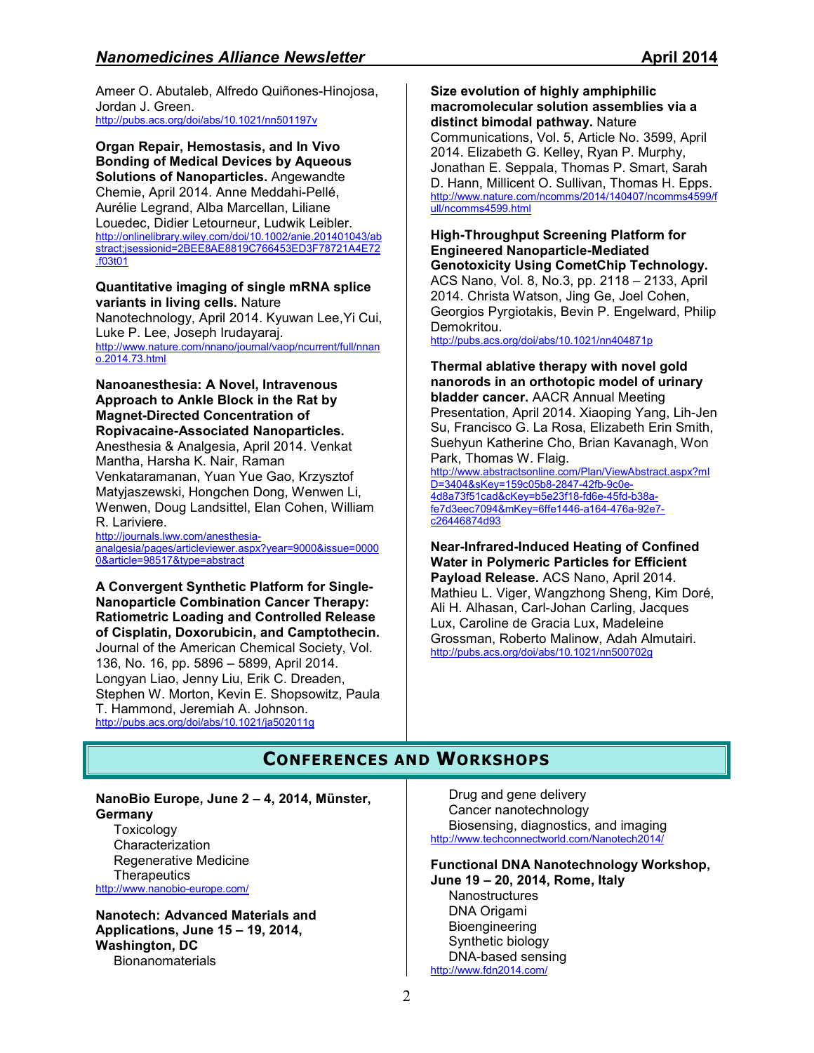Ameer O. Abutaleb, Alfredo Quiñones-Hinojosa, Jordan J. Green.
http://pubs.acs.org/doi/abs/10.1021/nn501197v

**Organ Repair, Hemostasis, and In Vivo Bonding of Medical Devices by Aqueous Solutions of Nanoparticles.** Angewandte Chemie, April 2014. Anne Meddahi-Pellé, Aurélie Legrand, Alba Marcellan, Liliane Louedec, Didier Letourneur, Ludwik Leibler.
http://onlinelibrary.wiley.com/doi/10.1002/anie.201401043/abstract;jsessionid=2BEE8AE8819C766453ED3F78721A4E72.f03t01

**Quantitative imaging of single mRNA splice variants in living cells.** Nature Nanotechnology, April 2014. Kyuwan Lee,Yi Cui, Luke P. Lee, Joseph Irudayaraj.
http://www.nature.com/nnano/journal/vaop/ncurrent/full/nnano.2014.73.html

**Nanoanesthesia: A Novel, Intravenous Approach to Ankle Block in the Rat by Magnet-Directed Concentration of Ropivacaine-Associated Nanoparticles.** Anesthesia & Analgesia, April 2014. Venkat Mantha, Harsha K. Nair, Raman Venkataramanan, Yuan Yue Gao, Krzysztof Matyjaszewski, Hongchen Dong, Wenwen Li, Wenwen, Doug Landsittel, Elan Cohen, William R. Lariviere.
http://journals.lww.com/anesthesia-analgesia/pages/articleviewer.aspx?year=9000&issue=00000&article=98517&type=abstract

**A Convergent Synthetic Platform for Single-Nanoparticle Combination Cancer Therapy: Ratiometric Loading and Controlled Release of Cisplatin, Doxorubicin, and Camptothecin.** Journal of the American Chemical Society, Vol. 136, No. 16, pp. 5896 – 5899, April 2014. Longyan Liao, Jenny Liu, Erik C. Dreaden, Stephen W. Morton, Kevin E. Shopsowitz, Paula T. Hammond, Jeremiah A. Johnson.
http://pubs.acs.org/doi/abs/10.1021/ja502011g

**Size evolution of highly amphiphilic macromolecular solution assemblies via a distinct bimodal pathway.** Nature Communications, Vol. 5, Article No. 3599, April 2014. Elizabeth G. Kelley, Ryan P. Murphy, Jonathan E. Seppala, Thomas P. Smart, Sarah D. Hann, Millicent O. Sullivan, Thomas H. Epps.
http://www.nature.com/ncomms/2014/140407/ncomms4599/full/ncomms4599.html

**High-Throughput Screening Platform for Engineered Nanoparticle-Mediated Genotoxicity Using CometChip Technology.** ACS Nano, Vol. 8, No.3, pp. 2118 – 2133, April 2014. Christa Watson, Jing Ge, Joel Cohen, Georgios Pyrgiotakis, Bevin P. Engelward, Philip Demokritou.
http://pubs.acs.org/doi/abs/10.1021/nn404871p

**Thermal ablative therapy with novel gold nanorods in an orthotopic model of urinary bladder cancer.** AACR Annual Meeting Presentation, April 2014. Xiaoping Yang, Lih-Jen Su, Francisco G. La Rosa, Elizabeth Erin Smith, Suehyun Katherine Cho, Brian Kavanagh, Won Park, Thomas W. Flaig.
http://www.abstractsonline.com/Plan/ViewAbstract.aspx?mID=3404&sKey=159c05b8-2847-42fb-9c0e-4d8a73f51cad&cKey=b5e23f18-fd6e-45fd-b38a-fe7d3eec7094&mKey=6ffe1446-a164-476a-92e7-c26446874d93

**Near-Infrared-Induced Heating of Confined Water in Polymeric Particles for Efficient Payload Release.** ACS Nano, April 2014. Mathieu L. Viger, Wangzhong Sheng, Kim Doré, Ali H. Alhasan, Carl-Johan Carling, Jacques Lux, Caroline de Gracia Lux, Madeleine Grossman, Roberto Malinow, Adah Almutairi.
http://pubs.acs.org/doi/abs/10.1021/nn500702g

## Conferences and Workshops

**NanoBio Europe, June 2 – 4, 2014, Münster, Germany**

- Toxicology
- Characterization
- Regenerative Medicine
- Therapeutics

http://www.nanobio-europe.com/

**Nanotech: Advanced Materials and Applications, June 15 – 19, 2014, Washington, DC**

- Bionanomaterials
- Drug and gene delivery
- Cancer nanotechnology
- Biosensing, diagnostics, and imaging

http://www.techconnectworld.com/Nanotech2014/

**Functional DNA Nanotechnology Workshop, June 19 – 20, 2014, Rome, Italy**

- Nanostructures
- DNA Origami
- Bioengineering
- Synthetic biology
- DNA-based sensing

http://www.fdn2014.com/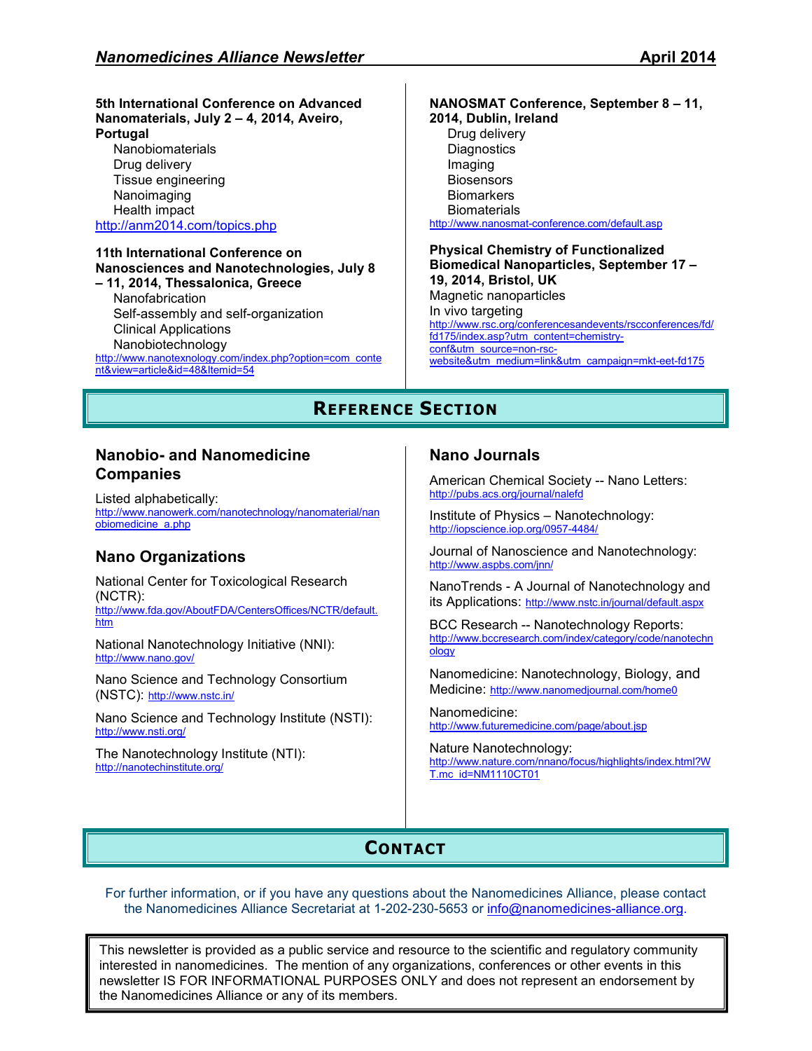**5th International Conference on Advanced Nanomaterials, July 2 – 4, 2014, Aveiro, Portugal**

- Nanobiomaterials
- Drug delivery
- Tissue engineering
- Nanoimaging
- Health impact

http://anm2014.com/topics.php

**11th International Conference on Nanosciences and Nanotechnologies, July 8 – 11, 2014, Thessalonica, Greece**

- Nanofabrication
- Self-assembly and self-organization
- Clinical Applications
- Nanobiotechnology

http://www.nanotexnology.com/index.php?option=com_content&view=article&id=48&Itemid=54

**NANOSMAT Conference, September 8 – 11, 2014, Dublin, Ireland**

- Drug delivery
- Diagnostics
- Imaging
- Biosensors
- Biomarkers
- Biomaterials

http://www.nanosmat-conference.com/default.asp

**Physical Chemistry of Functionalized Biomedical Nanoparticles, September 17 – 19, 2014, Bristol, UK**

Magnetic nanoparticles
In vivo targeting
http://www.rsc.org/conferencesandevents/rscconferences/fd/fd175/index.asp?utm_content=chemistry-conf&utm_source=non-rsc-website&utm_medium=link&utm_campaign=mkt-eet-fd175

# REFERENCE SECTION

## Nanobio- and Nanomedicine Companies

Listed alphabetically:
http://www.nanowerk.com/nanotechnology/nanomaterial/nanobiomedicine_a.php

## Nano Organizations

National Center for Toxicological Research (NCTR):
http://www.fda.gov/AboutFDA/CentersOffices/NCTR/default.htm

National Nanotechnology Initiative (NNI):
http://www.nano.gov/

Nano Science and Technology Consortium (NSTC): http://www.nstc.in/

Nano Science and Technology Institute (NSTI):
http://www.nsti.org/

The Nanotechnology Institute (NTI):
http://nanotechinstitute.org/

## Nano Journals

American Chemical Society -- Nano Letters:
http://pubs.acs.org/journal/nalefd

Institute of Physics – Nanotechnology:
http://iopscience.iop.org/0957-4484/

Journal of Nanoscience and Nanotechnology:
http://www.aspbs.com/jnn/

NanoTrends - A Journal of Nanotechnology and its Applications: http://www.nstc.in/journal/default.aspx

BCC Research -- Nanotechnology Reports:
http://www.bccresearch.com/index/category/code/nanotechnology

Nanomedicine: Nanotechnology, Biology, and Medicine: http://www.nanomedjournal.com/home0

Nanomedicine:
http://www.futuremedicine.com/page/about.jsp

Nature Nanotechnology:
http://www.nature.com/nnano/focus/highlights/index.html?WT.mc_id=NM1110CT01

# CONTACT

For further information, or if you have any questions about the Nanomedicines Alliance, please contact the Nanomedicines Alliance Secretariat at 1-202-230-5653 or info@nanomedicines-alliance.org.

This newsletter is provided as a public service and resource to the scientific and regulatory community interested in nanomedicines. The mention of any organizations, conferences or other events in this newsletter IS FOR INFORMATIONAL PURPOSES ONLY and does not represent an endorsement by the Nanomedicines Alliance or any of its members.